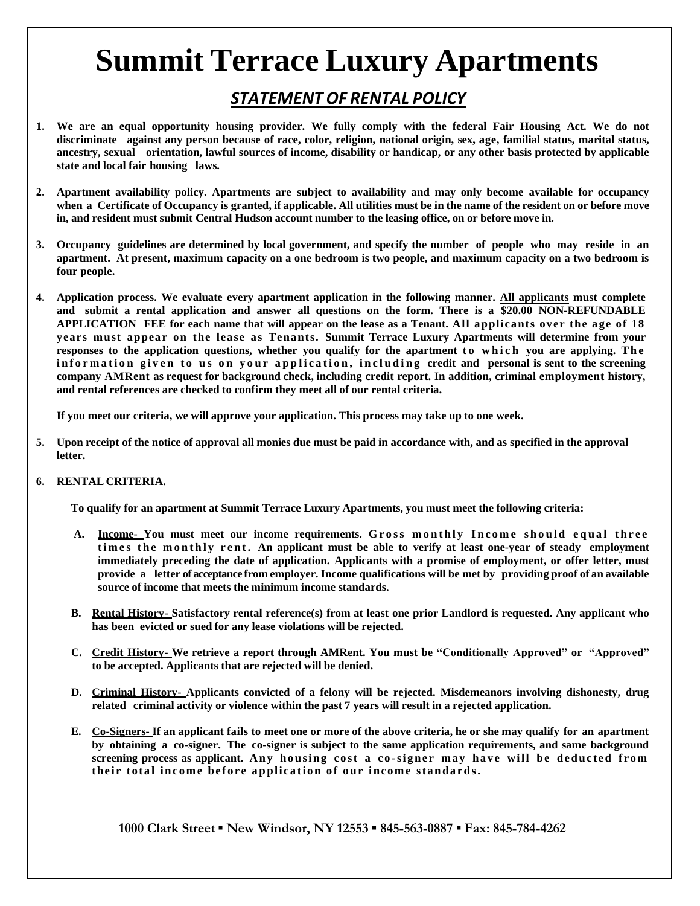# Summit Terrace Luxury Apartments

## *STATEMENT OF RENTAL POLICY*

1. **We are an equal opportunity housing provider. We fully comply with the federal Fair Housing Act. We do not discriminate against any person because of race, color, religion, national origin, sex, age, familial status, marital status, ancestry, sexual orientation, lawful sources of income, disability or handicap, or any other basis protected by applicable state and local fair housing laws.**

2. **Apartment availability policy. Apartments are subject to availability and may only become available for occupancy when a Certificate of Occupancy is granted, if applicable. All utilities must be in the name of the resident on or before move in, and resident must submit Central Hudson account number to the leasing office, on or before move in.**

3. **Occupancy guidelines are determined by local government, and specify the number of people who may reside in an apartment. At present, maximum capacity on a one bedroom is two people, and maximum capacity on a two bedroom is four people.**

4. **Application process. We evaluate every apartment application in the following manner. <u>All applicants</u> must complete and submit a rental application and answer all questions on the form. There is a $20.00 NON-REFUNDABLE APPLICATION FEE for each name that will appear on the lease as a Tenant. All applicants over the age of 18 years must appear on the lease as Tenants. Summit Terrace Luxury Apartments will determine from your responses to the application questions, whether you qualify for the apartment to which you are applying. The information given to us on your application, including credit and personal is sent to the screening company AMRent as request for background check, including credit report. In addition, criminal employment history, and rental references are checked to confirm they meet all of our rental criteria.**

   **If you meet our criteria, we will approve your application. This process may take up to one week.**

5. **Upon receipt of the notice of approval all monies due must be paid in accordance with, and as specified in the approval letter.**

6. **RENTAL CRITERIA.**

   **To qualify for an apartment at Summit Terrace Luxury Apartments, you must meet the following criteria:**

   A. **<u>Income-</u> You must meet our income requirements. Gross monthly Income should equal three times the monthly rent. An applicant must be able to verify at least one-year of steady employment immediately preceding the date of application. Applicants with a promise of employment, or offer letter, must provide a letter of acceptance from employer. Income qualifications will be met by providing proof of an available source of income that meets the minimum income standards.**

   B. **<u>Rental History-</u> Satisfactory rental reference(s) from at least one prior Landlord is requested. Any applicant who has been evicted or sued for any lease violations will be rejected.**

   C. **<u>Credit History-</u> We retrieve a report through AMRent. You must be "Conditionally Approved" or "Approved" to be accepted. Applicants that are rejected will be denied.**

   D. **<u>Criminal History-</u> Applicants convicted of a felony will be rejected. Misdemeanors involving dishonesty, drug related criminal activity or violence within the past 7 years will result in a rejected application.**

   E. **<u>Co-Signers-</u> If an applicant fails to meet one or more of the above criteria, he or she may qualify for an apartment by obtaining a co-signer. The co-signer is subject to the same application requirements, and same background screening process as applicant. Any housing cost a co-signer may have will be deducted from their total income before application of our income standards.**

**1000 Clark Street ▪ New Windsor, NY 12553 ▪ 845-563-0887 ▪ Fax: 845-784-4262**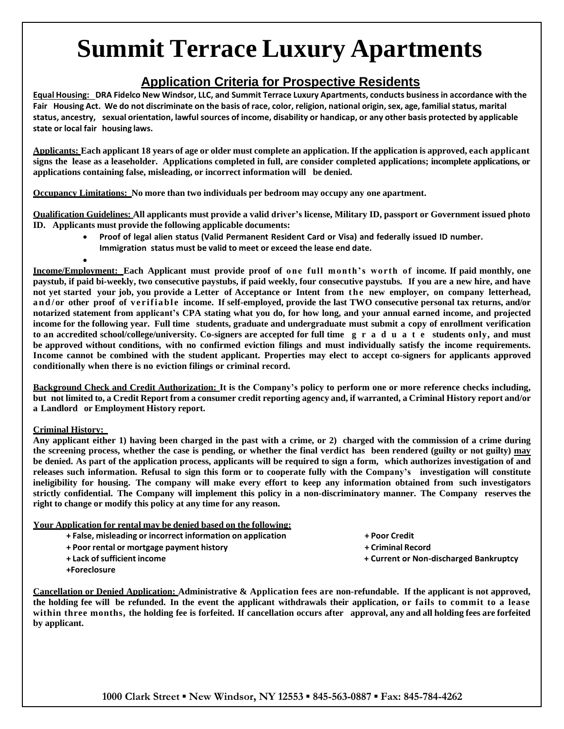# Summit Terrace Luxury Apartments

## Application Criteria for Prospective Residents

**Equal Housing:** **DRA Fidelco New Windsor, LLC, and Summit Terrace Luxury Apartments, conducts business in accordance with the Fair Housing Act. We do not discriminate on the basis of race, color, religion, national origin, sex, age, familial status, marital status, ancestry, sexual orientation, lawful sources of income, disability or handicap, or any other basis protected by applicable state or local fair housing laws.**

**Applicants:** **Each applicant 18 years of age or older must complete an application. If the application is approved, each applicant signs the lease as a leaseholder. Applications completed in full, are consider completed applications; incomplete applications, or applications containing false, misleading, or incorrect information will be denied.**

**Occupancy Limitations:** **No more than two individuals per bedroom may occupy any one apartment.**

**Qualification Guidelines:** **All applicants must provide a valid driver's license, Military ID, passport or Government issued photo ID. Applicants must provide the following applicable documents:**

- **Proof of legal alien status (Valid Permanent Resident Card or Visa) and federally issued ID number. Immigration status must be valid to meet or exceed the lease end date.**
- 

**Income/Employment:** **Each Applicant must provide proof of one full month's worth of income. If paid monthly, one paystub, if paid bi-weekly, two consecutive paystubs, if paid weekly, four consecutive paystubs. If you are a new hire, and have not yet started your job, you provide a Letter of Acceptance or Intent from the new employer, on company letterhead, and/or other proof of verifiable income. If self-employed, provide the last TWO consecutive personal tax returns, and/or notarized statement from applicant's CPA stating what you do, for how long, and your annual earned income, and projected income for the following year. Full time students, graduate and undergraduate must submit a copy of enrollment verification to an accredited school/college/university. Co-signers are accepted for full time graduate students only, and must be approved without conditions, with no confirmed eviction filings and must individually satisfy the income requirements. Income cannot be combined with the student applicant. Properties may elect to accept co-signers for applicants approved conditionally when there is no eviction filings or criminal record.**

**Background Check and Credit Authorization:** **It is the Company's policy to perform one or more reference checks including, but not limited to, a Credit Report from a consumer credit reporting agency and, if warranted, a Criminal History report and/or a Landlord or Employment History report.**

**Criminal History:**

**Any applicant either 1) having been charged in the past with a crime, or 2) charged with the commission of a crime during the screening process, whether the case is pending, or whether the final verdict has been rendered (guilty or not guilty) may be denied. As part of the application process, applicants will be required to sign a form, which authorizes investigation of and releases such information. Refusal to sign this form or to cooperate fully with the Company's investigation will constitute ineligibility for housing. The company will make every effort to keep any information obtained from such investigators strictly confidential. The Company will implement this policy in a non-discriminatory manner. The Company reserves the right to change or modify this policy at any time for any reason.**

**Your Application for rental may be denied based on the following:**

- **+ False, misleading or incorrect information on application**
- **+ Poor Credit**
- **+ Poor rental or mortgage payment history**
- **+ Criminal Record**
- **+ Lack of sufficient income**
- **+ Current or Non-discharged Bankruptcy**
- **+Foreclosure**

**Cancellation or Denied Application:** **Administrative & Application fees are non-refundable. If the applicant is not approved, the holding fee will be refunded. In the event the applicant withdrawals their application, or fails to commit to a lease within three months, the holding fee is forfeited. If cancellation occurs after approval, any and all holding fees are forfeited by applicant.**

**1000 Clark Street ▪ New Windsor, NY 12553 ▪ 845-563-0887 ▪ Fax: 845-784-4262**